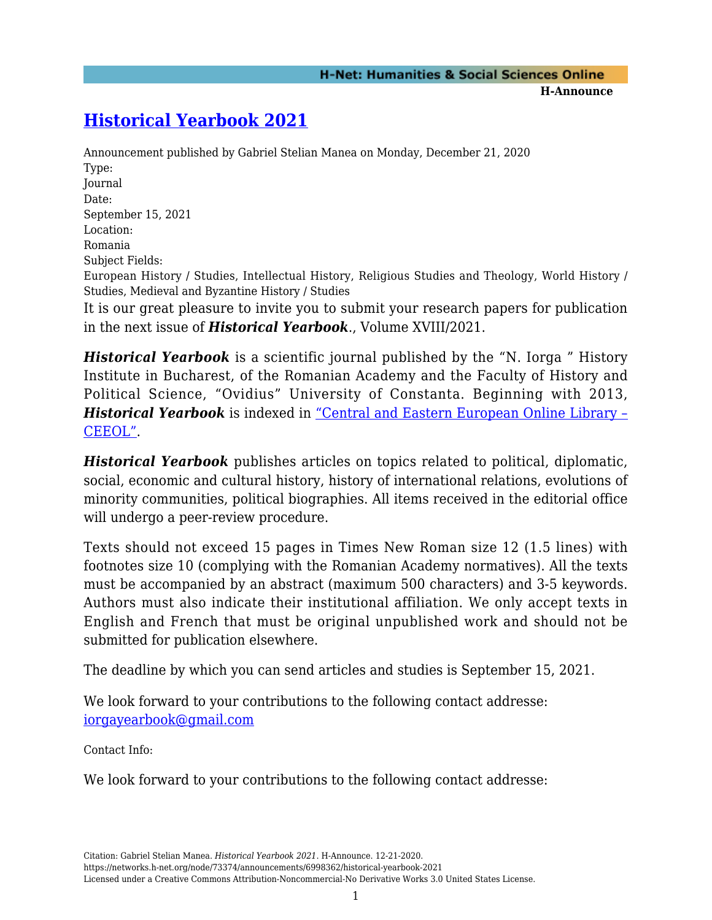# [Historical Yearbook 2021](https://networks.h-net.org/node/73374/announcements/6998362/historical-yearbook-2021)

Announcement published by Gabriel Stelian Manea on Monday, December 21, 2020

Type:
Journal

Date:
September 15, 2021

Location:
Romania

Subject Fields:
European History / Studies, Intellectual History, Religious Studies and Theology, World History / Studies, Medieval and Byzantine History / Studies

It is our great pleasure to invite you to submit your research papers for publication in the next issue of ***Historical Yearbook***., Volume XVIII/2021.

***Historical Yearbook*** is a scientific journal published by the "N. Iorga " History Institute in Bucharest, of the Romanian Academy and the Faculty of History and Political Science, "Ovidius" University of Constanta. Beginning with 2013, ***Historical Yearbook*** is indexed in "Central and Eastern European Online Library – CEEOL".

***Historical Yearbook*** publishes articles on topics related to political, diplomatic, social, economic and cultural history, history of international relations, evolutions of minority communities, political biographies. All items received in the editorial office will undergo a peer-review procedure.

Texts should not exceed 15 pages in Times New Roman size 12 (1.5 lines) with footnotes size 10 (complying with the Romanian Academy normatives). All the texts must be accompanied by an abstract (maximum 500 characters) and 3-5 keywords. Authors must also indicate their institutional affiliation. We only accept texts in English and French that must be original unpublished work and should not be submitted for publication elsewhere.

The deadline by which you can send articles and studies is September 15, 2021.

We look forward to your contributions to the following contact addresse:
iorgayearbook@gmail.com

Contact Info:

We look forward to your contributions to the following contact addresse: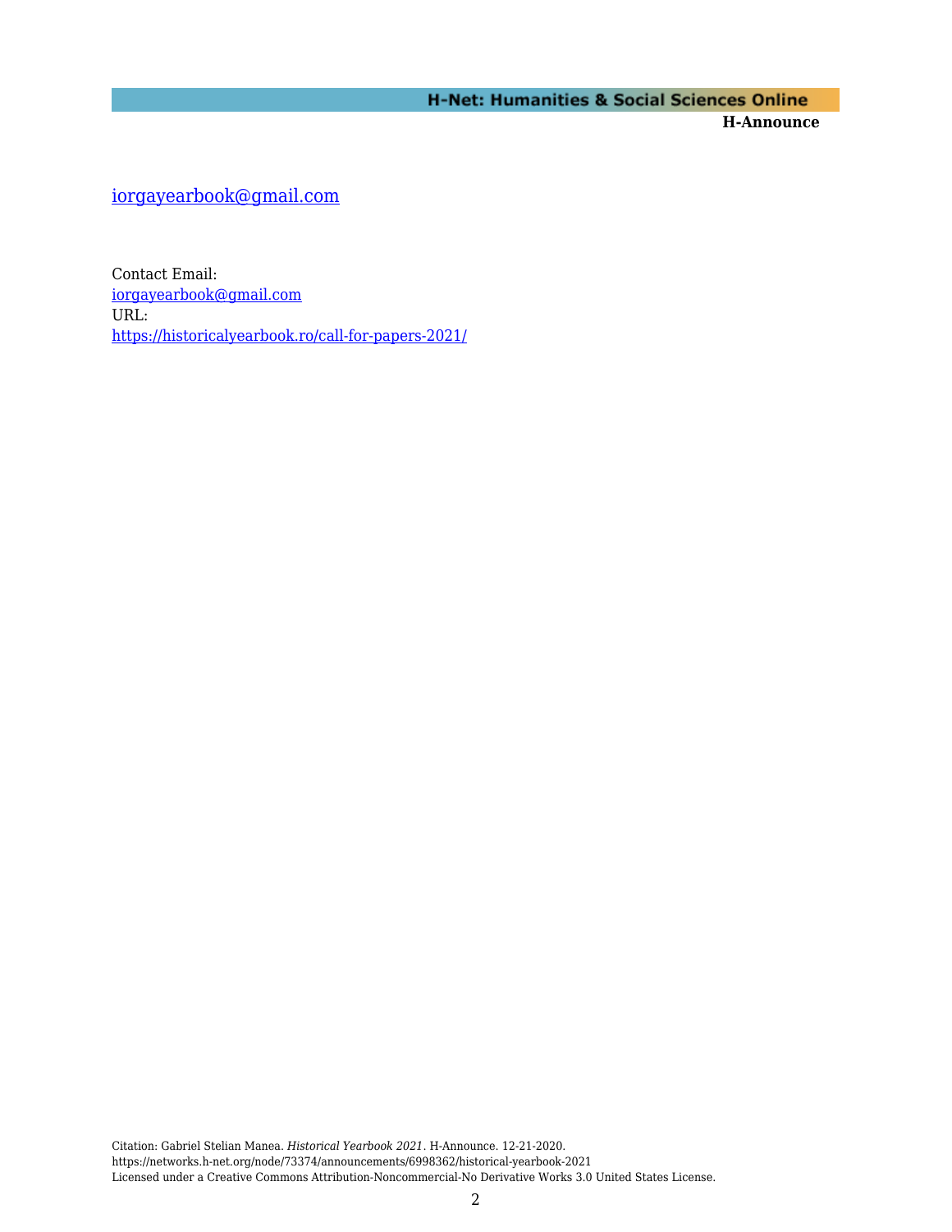iorgayearbook@gmail.com

Contact Email:
iorgayearbook@gmail.com
URL:
https://historicalyearbook.ro/call-for-papers-2021/

Citation: Gabriel Stelian Manea. *Historical Yearbook 2021*. H-Announce. 12-21-2020.
https://networks.h-net.org/node/73374/announcements/6998362/historical-yearbook-2021
Licensed under a Creative Commons Attribution-Noncommercial-No Derivative Works 3.0 United States License.